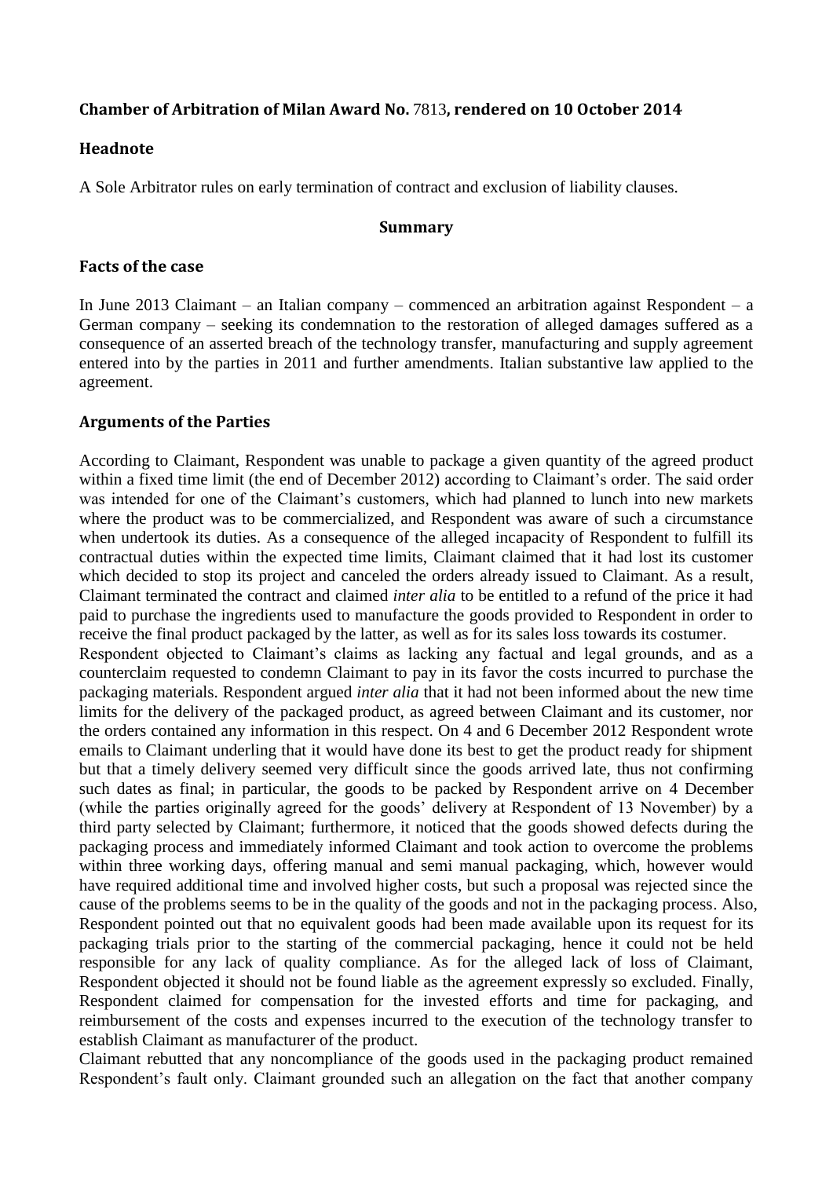# Chamber of Arbitration of Milan Award No. 7813, rendered on 10 October 2014

## Headnote

A Sole Arbitrator rules on early termination of contract and exclusion of liability clauses.

### Summary

## Facts of the case

In June 2013 Claimant – an Italian company – commenced an arbitration against Respondent – a German company – seeking its condemnation to the restoration of alleged damages suffered as a consequence of an asserted breach of the technology transfer, manufacturing and supply agreement entered into by the parties in 2011 and further amendments. Italian substantive law applied to the agreement.

## Arguments of the Parties

According to Claimant, Respondent was unable to package a given quantity of the agreed product within a fixed time limit (the end of December 2012) according to Claimant's order. The said order was intended for one of the Claimant's customers, which had planned to lunch into new markets where the product was to be commercialized, and Respondent was aware of such a circumstance when undertook its duties. As a consequence of the alleged incapacity of Respondent to fulfill its contractual duties within the expected time limits, Claimant claimed that it had lost its customer which decided to stop its project and canceled the orders already issued to Claimant. As a result, Claimant terminated the contract and claimed *inter alia* to be entitled to a refund of the price it had paid to purchase the ingredients used to manufacture the goods provided to Respondent in order to receive the final product packaged by the latter, as well as for its sales loss towards its costumer.

Respondent objected to Claimant's claims as lacking any factual and legal grounds, and as a counterclaim requested to condemn Claimant to pay in its favor the costs incurred to purchase the packaging materials. Respondent argued *inter alia* that it had not been informed about the new time limits for the delivery of the packaged product, as agreed between Claimant and its customer, nor the orders contained any information in this respect. On 4 and 6 December 2012 Respondent wrote emails to Claimant underling that it would have done its best to get the product ready for shipment but that a timely delivery seemed very difficult since the goods arrived late, thus not confirming such dates as final; in particular, the goods to be packed by Respondent arrive on 4 December (while the parties originally agreed for the goods' delivery at Respondent of 13 November) by a third party selected by Claimant; furthermore, it noticed that the goods showed defects during the packaging process and immediately informed Claimant and took action to overcome the problems within three working days, offering manual and semi manual packaging, which, however would have required additional time and involved higher costs, but such a proposal was rejected since the cause of the problems seems to be in the quality of the goods and not in the packaging process. Also, Respondent pointed out that no equivalent goods had been made available upon its request for its packaging trials prior to the starting of the commercial packaging, hence it could not be held responsible for any lack of quality compliance. As for the alleged lack of loss of Claimant, Respondent objected it should not be found liable as the agreement expressly so excluded. Finally, Respondent claimed for compensation for the invested efforts and time for packaging, and reimbursement of the costs and expenses incurred to the execution of the technology transfer to establish Claimant as manufacturer of the product.

Claimant rebutted that any noncompliance of the goods used in the packaging product remained Respondent's fault only. Claimant grounded such an allegation on the fact that another company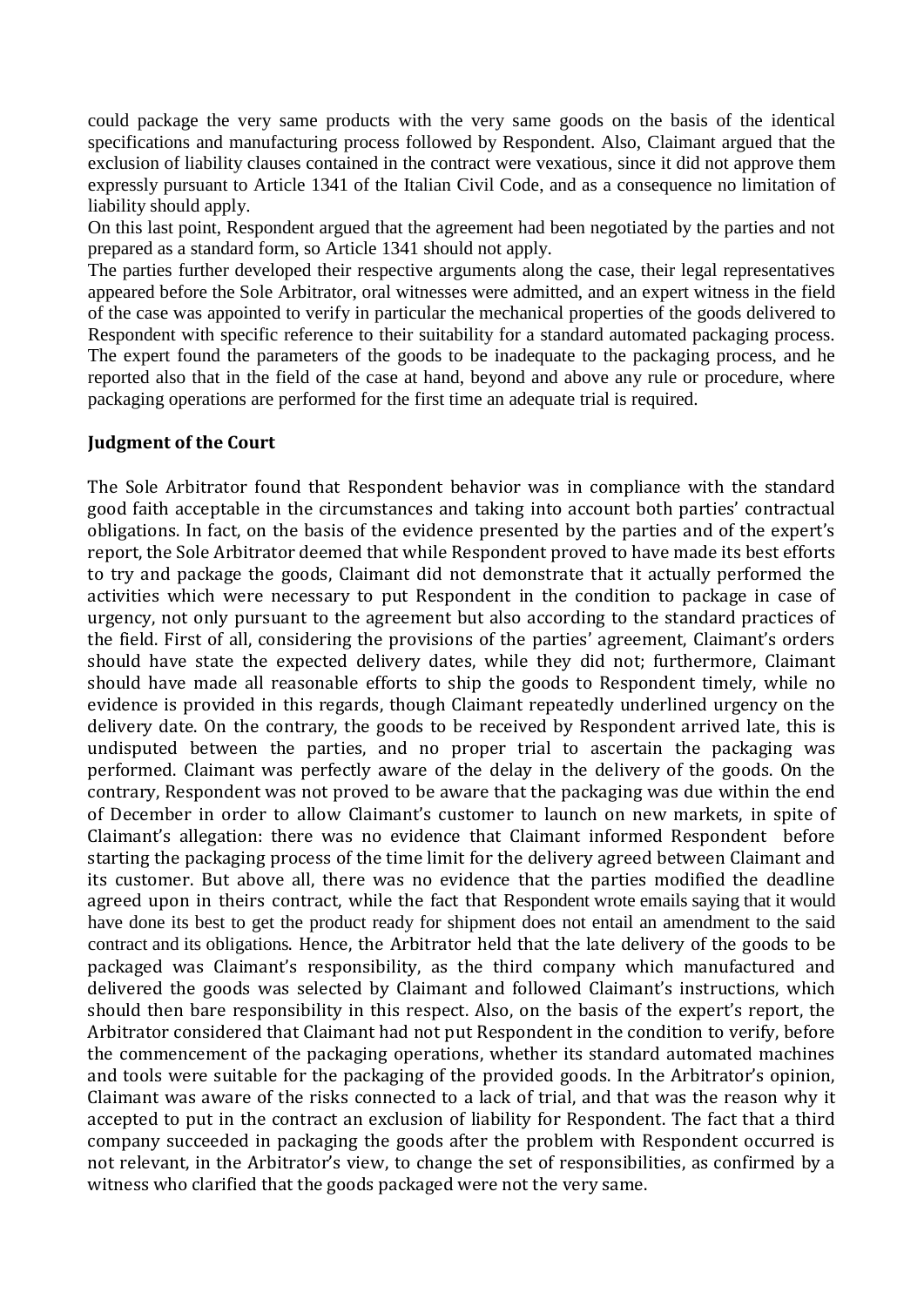could package the very same products with the very same goods on the basis of the identical specifications and manufacturing process followed by Respondent. Also, Claimant argued that the exclusion of liability clauses contained in the contract were vexatious, since it did not approve them expressly pursuant to Article 1341 of the Italian Civil Code, and as a consequence no limitation of liability should apply.

On this last point, Respondent argued that the agreement had been negotiated by the parties and not prepared as a standard form, so Article 1341 should not apply.

The parties further developed their respective arguments along the case, their legal representatives appeared before the Sole Arbitrator, oral witnesses were admitted, and an expert witness in the field of the case was appointed to verify in particular the mechanical properties of the goods delivered to Respondent with specific reference to their suitability for a standard automated packaging process. The expert found the parameters of the goods to be inadequate to the packaging process, and he reported also that in the field of the case at hand, beyond and above any rule or procedure, where packaging operations are performed for the first time an adequate trial is required.

**Judgment of the Court**

The Sole Arbitrator found that Respondent behavior was in compliance with the standard good faith acceptable in the circumstances and taking into account both parties' contractual obligations. In fact, on the basis of the evidence presented by the parties and of the expert's report, the Sole Arbitrator deemed that while Respondent proved to have made its best efforts to try and package the goods, Claimant did not demonstrate that it actually performed the activities which were necessary to put Respondent in the condition to package in case of urgency, not only pursuant to the agreement but also according to the standard practices of the field. First of all, considering the provisions of the parties' agreement, Claimant's orders should have state the expected delivery dates, while they did not; furthermore, Claimant should have made all reasonable efforts to ship the goods to Respondent timely, while no evidence is provided in this regards, though Claimant repeatedly underlined urgency on the delivery date. On the contrary, the goods to be received by Respondent arrived late, this is undisputed between the parties, and no proper trial to ascertain the packaging was performed. Claimant was perfectly aware of the delay in the delivery of the goods. On the contrary, Respondent was not proved to be aware that the packaging was due within the end of December in order to allow Claimant's customer to launch on new markets, in spite of Claimant's allegation: there was no evidence that Claimant informed Respondent before starting the packaging process of the time limit for the delivery agreed between Claimant and its customer. But above all, there was no evidence that the parties modified the deadline agreed upon in theirs contract, while the fact that Respondent wrote emails saying that it would have done its best to get the product ready for shipment does not entail an amendment to the said contract and its obligations. Hence, the Arbitrator held that the late delivery of the goods to be packaged was Claimant's responsibility, as the third company which manufactured and delivered the goods was selected by Claimant and followed Claimant's instructions, which should then bare responsibility in this respect. Also, on the basis of the expert's report, the Arbitrator considered that Claimant had not put Respondent in the condition to verify, before the commencement of the packaging operations, whether its standard automated machines and tools were suitable for the packaging of the provided goods. In the Arbitrator's opinion, Claimant was aware of the risks connected to a lack of trial, and that was the reason why it accepted to put in the contract an exclusion of liability for Respondent. The fact that a third company succeeded in packaging the goods after the problem with Respondent occurred is not relevant, in the Arbitrator's view, to change the set of responsibilities, as confirmed by a witness who clarified that the goods packaged were not the very same.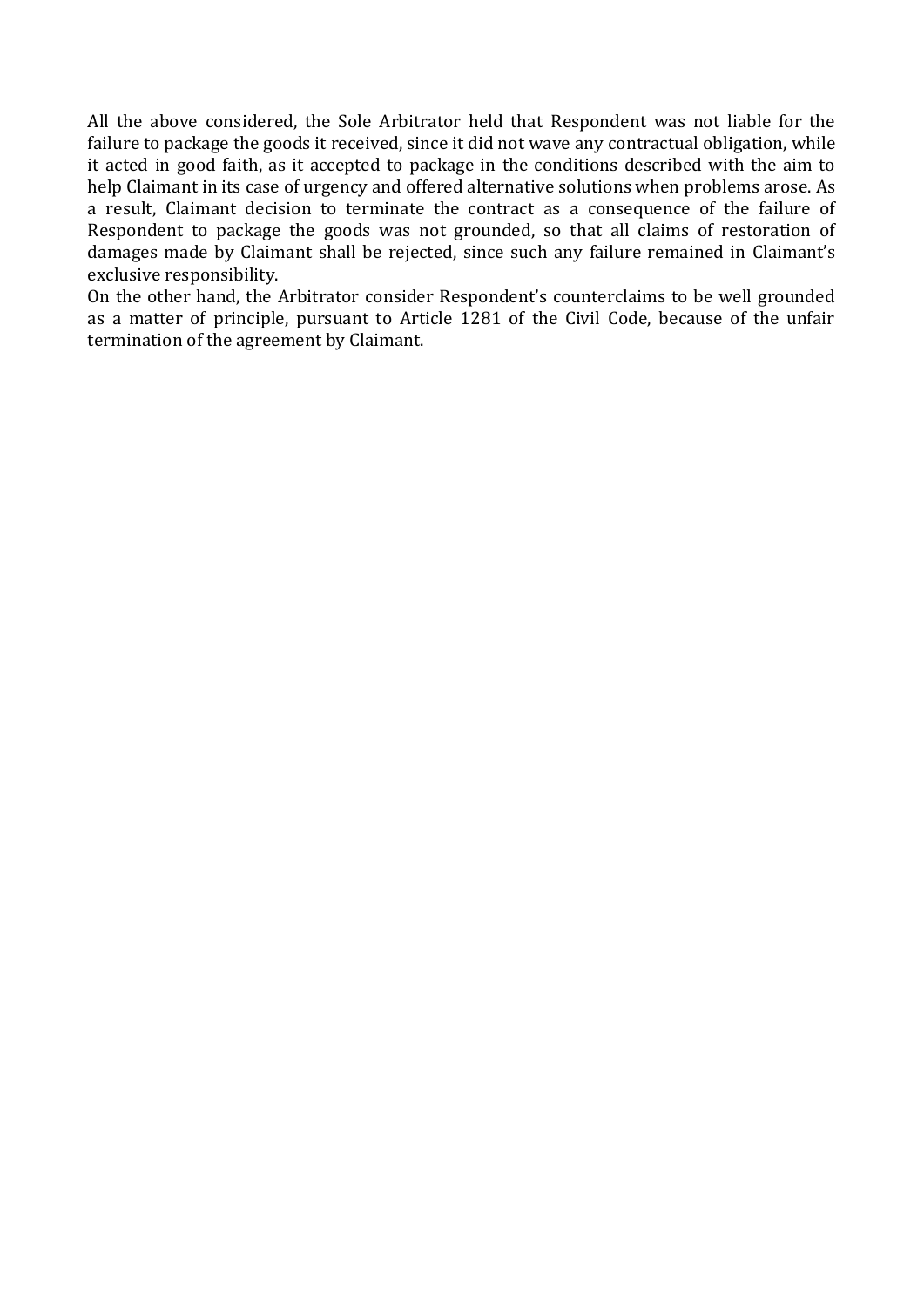All the above considered, the Sole Arbitrator held that Respondent was not liable for the failure to package the goods it received, since it did not wave any contractual obligation, while it acted in good faith, as it accepted to package in the conditions described with the aim to help Claimant in its case of urgency and offered alternative solutions when problems arose. As a result, Claimant decision to terminate the contract as a consequence of the failure of Respondent to package the goods was not grounded, so that all claims of restoration of damages made by Claimant shall be rejected, since such any failure remained in Claimant's exclusive responsibility.

On the other hand, the Arbitrator consider Respondent's counterclaims to be well grounded as a matter of principle, pursuant to Article 1281 of the Civil Code, because of the unfair termination of the agreement by Claimant.